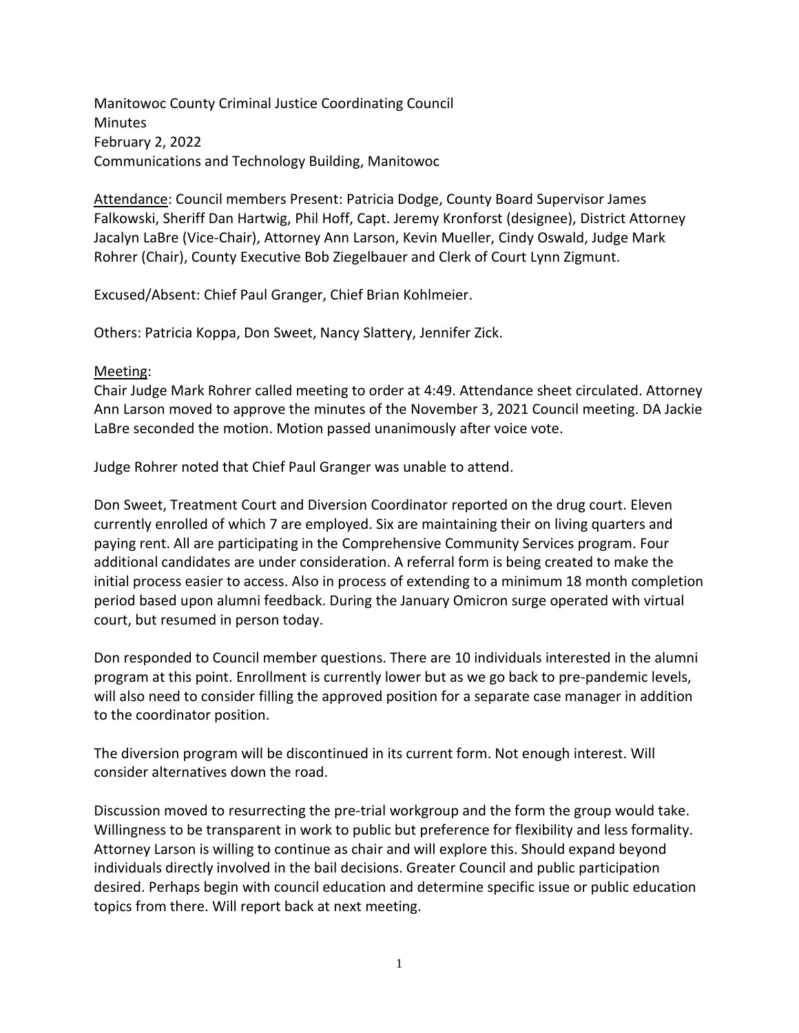Manitowoc County Criminal Justice Coordinating Council
Minutes
February 2, 2022
Communications and Technology Building, Manitowoc

<u>Attendance</u>: Council members Present: Patricia Dodge, County Board Supervisor James Falkowski, Sheriff Dan Hartwig, Phil Hoff, Capt. Jeremy Kronforst (designee), District Attorney Jacalyn LaBre (Vice-Chair), Attorney Ann Larson, Kevin Mueller, Cindy Oswald, Judge Mark Rohrer (Chair), County Executive Bob Ziegelbauer and Clerk of Court Lynn Zigmunt.

Excused/Absent: Chief Paul Granger, Chief Brian Kohlmeier.

Others: Patricia Koppa, Don Sweet, Nancy Slattery, Jennifer Zick.

<u>Meeting</u>:
Chair Judge Mark Rohrer called meeting to order at 4:49. Attendance sheet circulated. Attorney Ann Larson moved to approve the minutes of the November 3, 2021 Council meeting. DA Jackie LaBre seconded the motion. Motion passed unanimously after voice vote.

Judge Rohrer noted that Chief Paul Granger was unable to attend.

Don Sweet, Treatment Court and Diversion Coordinator reported on the drug court. Eleven currently enrolled of which 7 are employed. Six are maintaining their on living quarters and paying rent. All are participating in the Comprehensive Community Services program. Four additional candidates are under consideration. A referral form is being created to make the initial process easier to access. Also in process of extending to a minimum 18 month completion period based upon alumni feedback. During the January Omicron surge operated with virtual court, but resumed in person today.

Don responded to Council member questions. There are 10 individuals interested in the alumni program at this point. Enrollment is currently lower but as we go back to pre-pandemic levels, will also need to consider filling the approved position for a separate case manager in addition to the coordinator position.

The diversion program will be discontinued in its current form. Not enough interest. Will consider alternatives down the road.

Discussion moved to resurrecting the pre-trial workgroup and the form the group would take. Willingness to be transparent in work to public but preference for flexibility and less formality. Attorney Larson is willing to continue as chair and will explore this. Should expand beyond individuals directly involved in the bail decisions. Greater Council and public participation desired. Perhaps begin with council education and determine specific issue or public education topics from there. Will report back at next meeting.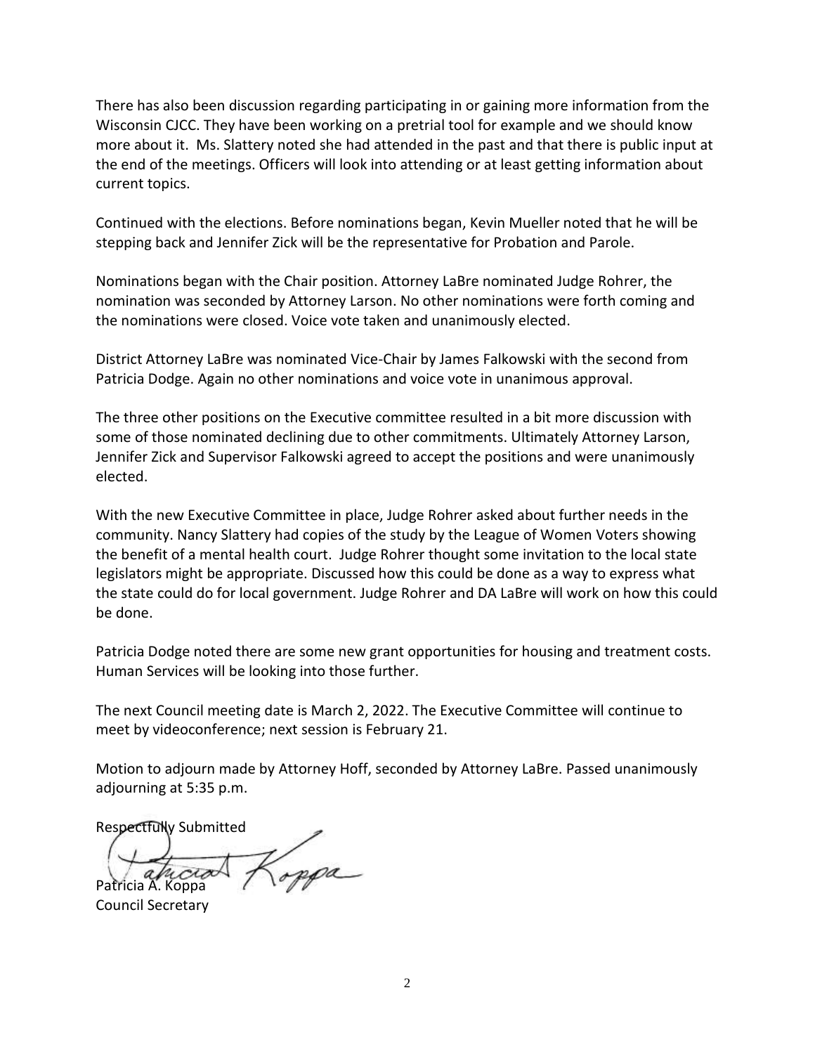There has also been discussion regarding participating in or gaining more information from the Wisconsin CJCC. They have been working on a pretrial tool for example and we should know more about it. Ms. Slattery noted she had attended in the past and that there is public input at the end of the meetings. Officers will look into attending or at least getting information about current topics.

Continued with the elections. Before nominations began, Kevin Mueller noted that he will be stepping back and Jennifer Zick will be the representative for Probation and Parole.

Nominations began with the Chair position. Attorney LaBre nominated Judge Rohrer, the nomination was seconded by Attorney Larson. No other nominations were forth coming and the nominations were closed. Voice vote taken and unanimously elected.

District Attorney LaBre was nominated Vice-Chair by James Falkowski with the second from Patricia Dodge. Again no other nominations and voice vote in unanimous approval.

The three other positions on the Executive committee resulted in a bit more discussion with some of those nominated declining due to other commitments. Ultimately Attorney Larson, Jennifer Zick and Supervisor Falkowski agreed to accept the positions and were unanimously elected.

With the new Executive Committee in place, Judge Rohrer asked about further needs in the community. Nancy Slattery had copies of the study by the League of Women Voters showing the benefit of a mental health court. Judge Rohrer thought some invitation to the local state legislators might be appropriate. Discussed how this could be done as a way to express what the state could do for local government. Judge Rohrer and DA LaBre will work on how this could be done.

Patricia Dodge noted there are some new grant opportunities for housing and treatment costs. Human Services will be looking into those further.

The next Council meeting date is March 2, 2022. The Executive Committee will continue to meet by videoconference; next session is February 21.

Motion to adjourn made by Attorney Hoff, seconded by Attorney LaBre. Passed unanimously adjourning at 5:35 p.m.

Respectfully Submitted

Patricia A. Koppa
Council Secretary